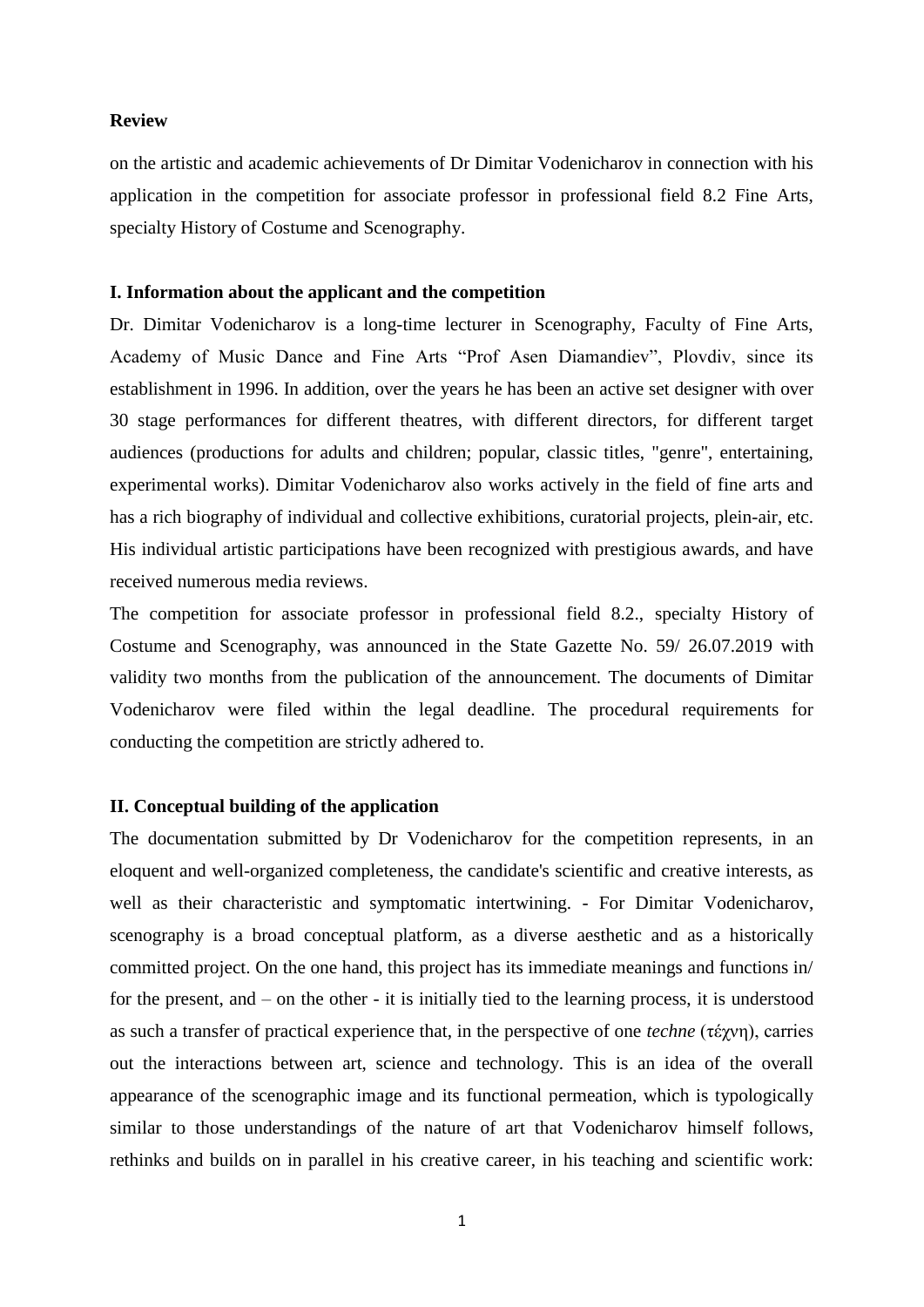**Review**

on the artistic and academic achievements of Dr Dimitar Vodenicharov in connection with his application in the competition for associate professor in professional field 8.2 Fine Arts, specialty History of Costume and Scenography.

**I. Information about the applicant and the competition**

Dr. Dimitar Vodenicharov is a long-time lecturer in Scenography, Faculty of Fine Arts, Academy of Music Dance and Fine Arts "Prof Asen Diamandiev", Plovdiv, since its establishment in 1996. In addition, over the years he has been an active set designer with over 30 stage performances for different theatres, with different directors, for different target audiences (productions for adults and children; popular, classic titles, "genre", entertaining, experimental works). Dimitar Vodenicharov also works actively in the field of fine arts and has a rich biography of individual and collective exhibitions, curatorial projects, plein-air, etc. His individual artistic participations have been recognized with prestigious awards, and have received numerous media reviews.

The competition for associate professor in professional field 8.2., specialty History of Costume and Scenography, was announced in the State Gazette No. 59/ 26.07.2019 with validity two months from the publication of the announcement. The documents of Dimitar Vodenicharov were filed within the legal deadline. The procedural requirements for conducting the competition are strictly adhered to.

**II. Conceptual building of the application**

The documentation submitted by Dr Vodenicharov for the competition represents, in an eloquent and well-organized completeness, the candidate's scientific and creative interests, as well as their characteristic and symptomatic intertwining. - For Dimitar Vodenicharov, scenography is a broad conceptual platform, as a diverse aesthetic and as a historically committed project. On the one hand, this project has its immediate meanings and functions in/ for the present, and – on the other - it is initially tied to the learning process, it is understood as such a transfer of practical experience that, in the perspective of one *techne* (τέχνη), carries out the interactions between art, science and technology. This is an idea of the overall appearance of the scenographic image and its functional permeation, which is typologically similar to those understandings of the nature of art that Vodenicharov himself follows, rethinks and builds on in parallel in his creative career, in his teaching and scientific work: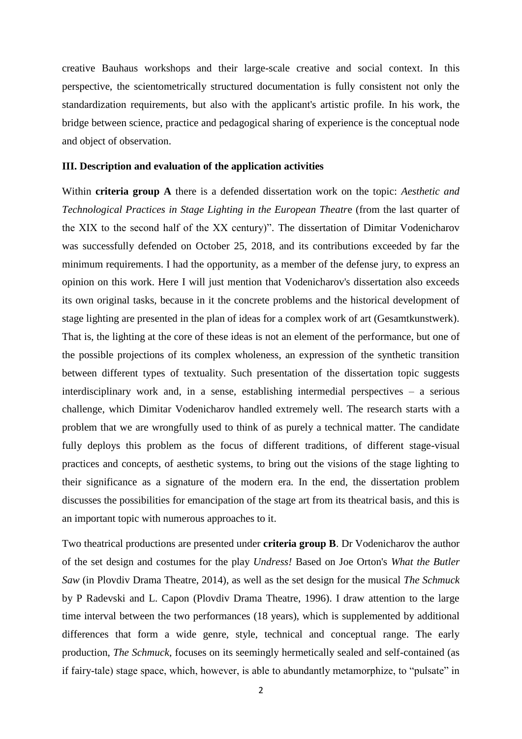creative Bauhaus workshops and their large-scale creative and social context. In this perspective, the scientometrically structured documentation is fully consistent not only the standardization requirements, but also with the applicant's artistic profile. In his work, the bridge between science, practice and pedagogical sharing of experience is the conceptual node and object of observation.

### III. Description and evaluation of the application activities

Within **criteria group A** there is a defended dissertation work on the topic: *Aesthetic and Technological Practices in Stage Lighting in the European Theatr*e (from the last quarter of the XIX to the second half of the XX century)". The dissertation of Dimitar Vodenicharov was successfully defended on October 25, 2018, and its contributions exceeded by far the minimum requirements. I had the opportunity, as a member of the defense jury, to express an opinion on this work. Here I will just mention that Vodenicharov's dissertation also exceeds its own original tasks, because in it the concrete problems and the historical development of stage lighting are presented in the plan of ideas for a complex work of art (Gesamtkunstwerk). That is, the lighting at the core of these ideas is not an element of the performance, but one of the possible projections of its complex wholeness, an expression of the synthetic transition between different types of textuality. Such presentation of the dissertation topic suggests interdisciplinary work and, in a sense, establishing intermedial perspectives – a serious challenge, which Dimitar Vodenicharov handled extremely well. The research starts with a problem that we are wrongfully used to think of as purely a technical matter. The candidate fully deploys this problem as the focus of different traditions, of different stage-visual practices and concepts, of aesthetic systems, to bring out the visions of the stage lighting to their significance as a signature of the modern era. In the end, the dissertation problem discusses the possibilities for emancipation of the stage art from its theatrical basis, and this is an important topic with numerous approaches to it.

Two theatrical productions are presented under **criteria group B**. Dr Vodenicharov the author of the set design and costumes for the play *Undress!* Based on Joe Orton's *What the Butler Saw* (in Plovdiv Drama Theatre, 2014), as well as the set design for the musical *The Schmuck* by P Radevski and L. Capon (Plovdiv Drama Theatre, 1996). I draw attention to the large time interval between the two performances (18 years), which is supplemented by additional differences that form a wide genre, style, technical and conceptual range. The early production, *The Schmuck,* focuses on its seemingly hermetically sealed and self-contained (as if fairy-tale) stage space, which, however, is able to abundantly metamorphize, to "pulsate" in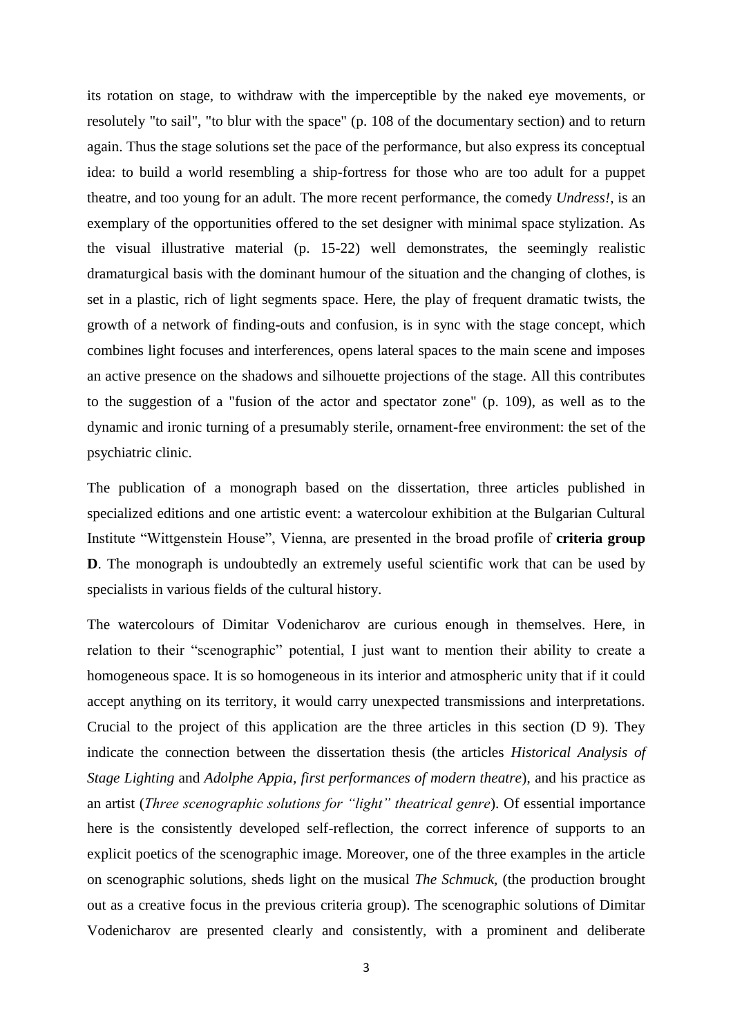its rotation on stage, to withdraw with the imperceptible by the naked eye movements, or resolutely "to sail", "to blur with the space" (p. 108 of the documentary section) and to return again. Thus the stage solutions set the pace of the performance, but also express its conceptual idea: to build a world resembling a ship-fortress for those who are too adult for a puppet theatre, and too young for an adult. The more recent performance, the comedy *Undress!*, is an exemplary of the opportunities offered to the set designer with minimal space stylization. As the visual illustrative material (p. 15-22) well demonstrates, the seemingly realistic dramaturgical basis with the dominant humour of the situation and the changing of clothes, is set in a plastic, rich of light segments space. Here, the play of frequent dramatic twists, the growth of a network of finding-outs and confusion, is in sync with the stage concept, which combines light focuses and interferences, opens lateral spaces to the main scene and imposes an active presence on the shadows and silhouette projections of the stage. All this contributes to the suggestion of a "fusion of the actor and spectator zone" (p. 109), as well as to the dynamic and ironic turning of a presumably sterile, ornament-free environment: the set of the psychiatric clinic.

The publication of a monograph based on the dissertation, three articles published in specialized editions and one artistic event: a watercolour exhibition at the Bulgarian Cultural Institute "Wittgenstein House", Vienna, are presented in the broad profile of **criteria group D**. The monograph is undoubtedly an extremely useful scientific work that can be used by specialists in various fields of the cultural history.

The watercolours of Dimitar Vodenicharov are curious enough in themselves. Here, in relation to their "scenographic" potential, I just want to mention their ability to create a homogeneous space. It is so homogeneous in its interior and atmospheric unity that if it could accept anything on its territory, it would carry unexpected transmissions and interpretations. Crucial to the project of this application are the three articles in this section (D 9). They indicate the connection between the dissertation thesis (the articles *Historical Analysis of Stage Lighting* and *Adolphe Appia, first performances of modern theatre*), and his practice as an artist (*Three scenographic solutions for "light" theatrical genre*). Of essential importance here is the consistently developed self-reflection, the correct inference of supports to an explicit poetics of the scenographic image. Moreover, one of the three examples in the article on scenographic solutions, sheds light on the musical *The Schmuck*, (the production brought out as a creative focus in the previous criteria group). The scenographic solutions of Dimitar Vodenicharov are presented clearly and consistently, with a prominent and deliberate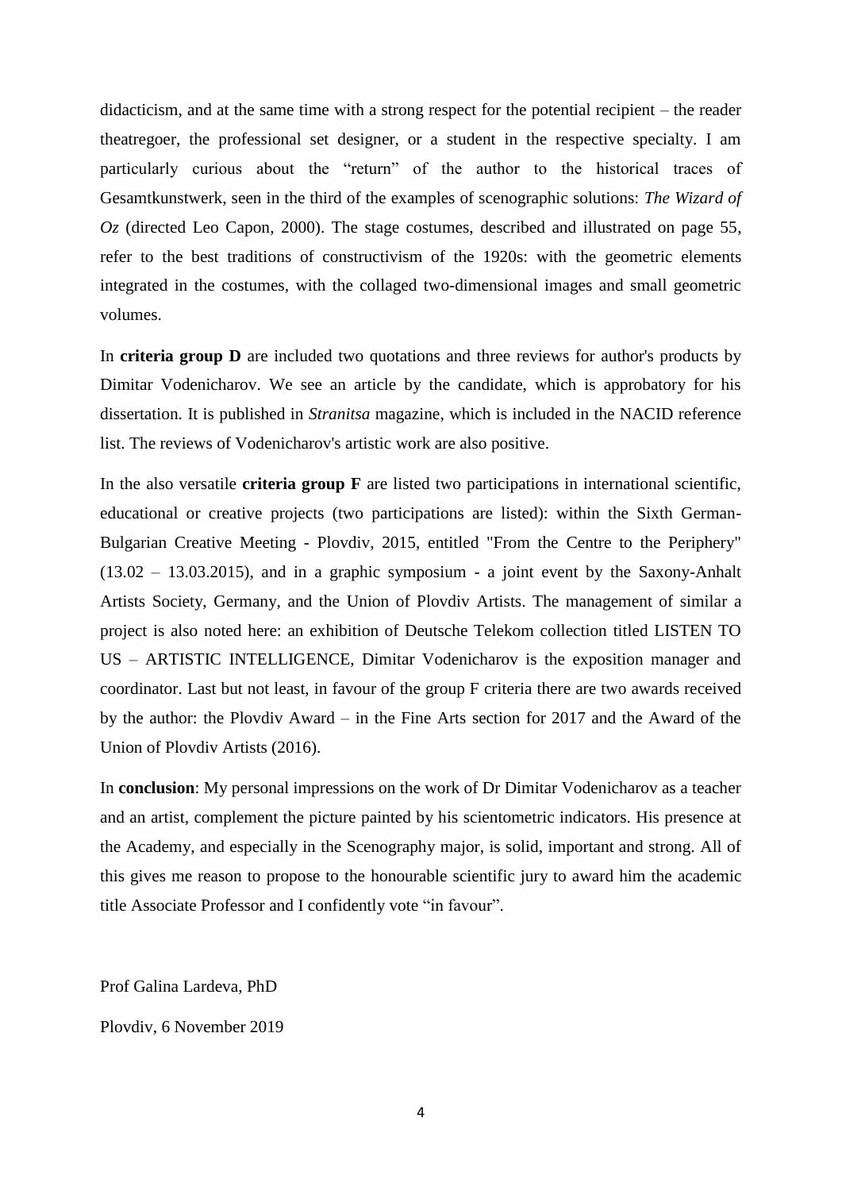didacticism, and at the same time with a strong respect for the potential recipient – the reader theatregoer, the professional set designer, or a student in the respective specialty. I am particularly curious about the "return" of the author to the historical traces of Gesamtkunstwerk, seen in the third of the examples of scenographic solutions: *The Wizard of Oz* (directed Leo Capon, 2000). The stage costumes, described and illustrated on page 55, refer to the best traditions of constructivism of the 1920s: with the geometric elements integrated in the costumes, with the collaged two-dimensional images and small geometric volumes.

In **criteria group D** are included two quotations and three reviews for author's products by Dimitar Vodenicharov. We see an article by the candidate, which is approbatory for his dissertation. It is published in *Stranitsa* magazine, which is included in the NACID reference list. The reviews of Vodenicharov's artistic work are also positive.

In the also versatile **criteria group F** are listed two participations in international scientific, educational or creative projects (two participations are listed): within the Sixth German-Bulgarian Creative Meeting - Plovdiv, 2015, entitled "From the Centre to the Periphery" (13.02 – 13.03.2015), and in a graphic symposium - a joint event by the Saxony-Anhalt Artists Society, Germany, and the Union of Plovdiv Artists. The management of similar a project is also noted here: an exhibition of Deutsche Telekom collection titled LISTEN TO US – ARTISTIC INTELLIGENCE, Dimitar Vodenicharov is the exposition manager and coordinator. Last but not least, in favour of the group F criteria there are two awards received by the author: the Plovdiv Award – in the Fine Arts section for 2017 and the Award of the Union of Plovdiv Artists (2016).

In **conclusion**: My personal impressions on the work of Dr Dimitar Vodenicharov as a teacher and an artist, complement the picture painted by his scientometric indicators. His presence at the Academy, and especially in the Scenography major, is solid, important and strong. All of this gives me reason to propose to the honourable scientific jury to award him the academic title Associate Professor and I confidently vote "in favour".

Prof Galina Lardeva, PhD

Plovdiv, 6 November 2019